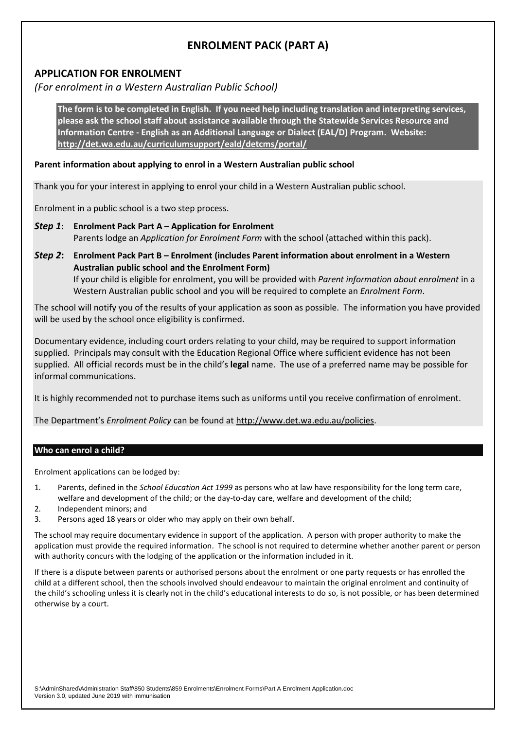# ENROLMENT PACK (PART A)

## APPLICATION FOR ENROLMENT

*(For enrolment in a Western Australian Public School)*

**The form is to be completed in English. If you need help including translation and interpreting services, please ask the school staff about assistance available through the Statewide Services Resource and Information Centre - English as an Additional Language or Dialect (EAL/D) Program. Website: http://det.wa.edu.au/curriculumsupport/eald/detcms/portal/**

**Parent information about applying to enrol in a Western Australian public school**

Thank you for your interest in applying to enrol your child in a Western Australian public school.

Enrolment in a public school is a two step process.

***Step 1*: Enrolment Pack Part A – Application for Enrolment**
Parents lodge an *Application for Enrolment Form* with the school (attached within this pack).

***Step 2*: Enrolment Pack Part B – Enrolment (includes Parent information about enrolment in a Western Australian public school and the Enrolment Form)**
If your child is eligible for enrolment, you will be provided with *Parent information about enrolment* in a Western Australian public school and you will be required to complete an *Enrolment Form*.

The school will notify you of the results of your application as soon as possible. The information you have provided will be used by the school once eligibility is confirmed.

Documentary evidence, including court orders relating to your child, may be required to support information supplied. Principals may consult with the Education Regional Office where sufficient evidence has not been supplied. All official records must be in the child's **legal** name. The use of a preferred name may be possible for informal communications.

It is highly recommended not to purchase items such as uniforms until you receive confirmation of enrolment.

The Department's *Enrolment Policy* can be found at http://www.det.wa.edu.au/policies.

### Who can enrol a child?

Enrolment applications can be lodged by:

1. Parents, defined in the *School Education Act 1999* as persons who at law have responsibility for the long term care, welfare and development of the child; or the day-to-day care, welfare and development of the child;
2. Independent minors; and
3. Persons aged 18 years or older who may apply on their own behalf.

The school may require documentary evidence in support of the application. A person with proper authority to make the application must provide the required information. The school is not required to determine whether another parent or person with authority concurs with the lodging of the application or the information included in it.

If there is a dispute between parents or authorised persons about the enrolment or one party requests or has enrolled the child at a different school, then the schools involved should endeavour to maintain the original enrolment and continuity of the child's schooling unless it is clearly not in the child's educational interests to do so, is not possible, or has been determined otherwise by a court.

S:\AdminShared\Administration Staff\850 Students\859 Enrolments\Enrolment Forms\Part A Enrolment Application.doc
Version 3.0, updated June 2019 with immunisation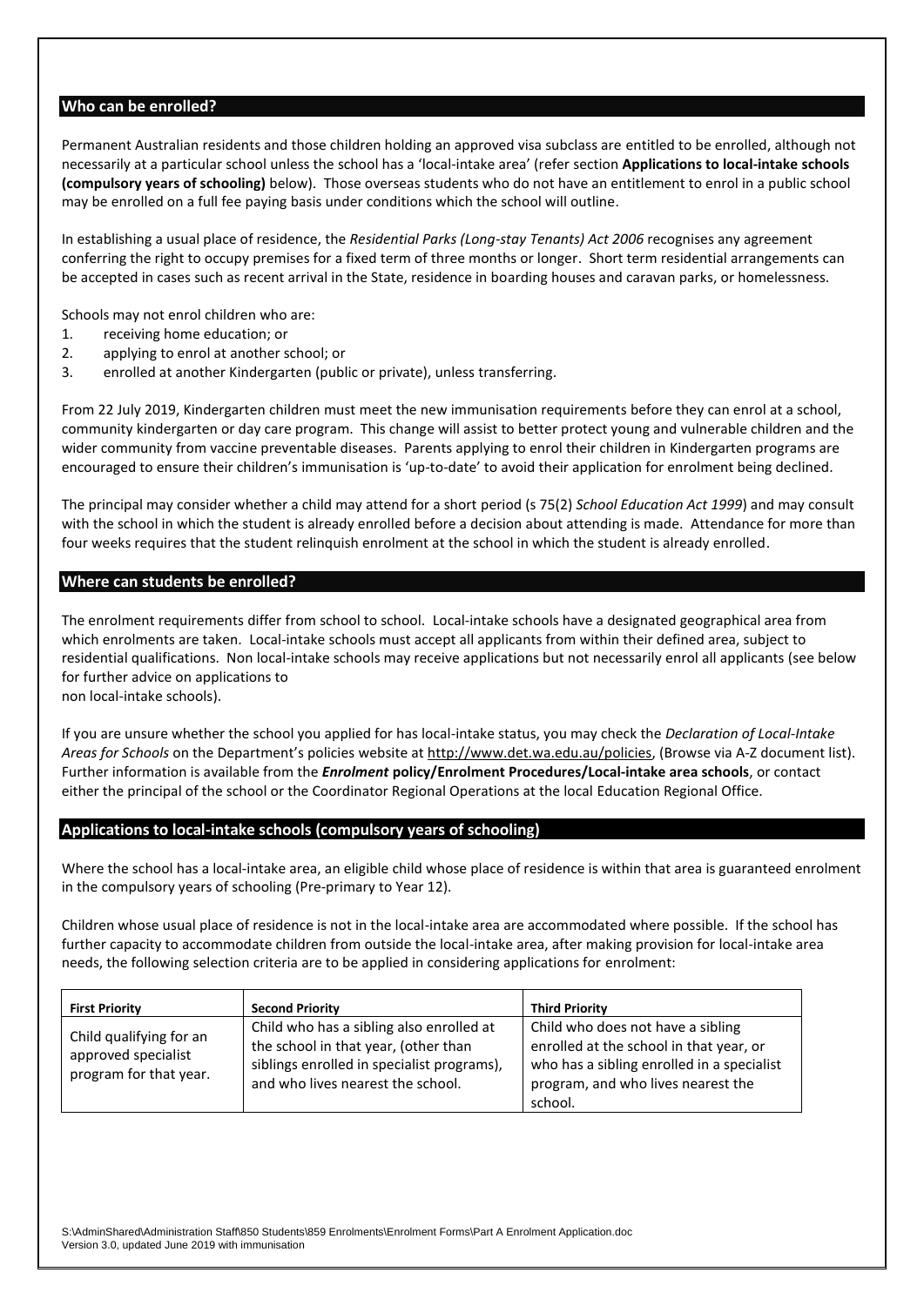## Who can be enrolled?

Permanent Australian residents and those children holding an approved visa subclass are entitled to be enrolled, although not necessarily at a particular school unless the school has a 'local-intake area' (refer section **Applications to local-intake schools (compulsory years of schooling)** below). Those overseas students who do not have an entitlement to enrol in a public school may be enrolled on a full fee paying basis under conditions which the school will outline.

In establishing a usual place of residence, the *Residential Parks (Long-stay Tenants) Act 2006* recognises any agreement conferring the right to occupy premises for a fixed term of three months or longer. Short term residential arrangements can be accepted in cases such as recent arrival in the State, residence in boarding houses and caravan parks, or homelessness.

Schools may not enrol children who are:

1. receiving home education; or
2. applying to enrol at another school; or
3. enrolled at another Kindergarten (public or private), unless transferring.

From 22 July 2019, Kindergarten children must meet the new immunisation requirements before they can enrol at a school, community kindergarten or day care program. This change will assist to better protect young and vulnerable children and the wider community from vaccine preventable diseases. Parents applying to enrol their children in Kindergarten programs are encouraged to ensure their children's immunisation is 'up-to-date' to avoid their application for enrolment being declined.

The principal may consider whether a child may attend for a short period (s 75(2) *School Education Act 1999*) and may consult with the school in which the student is already enrolled before a decision about attending is made. Attendance for more than four weeks requires that the student relinquish enrolment at the school in which the student is already enrolled.

## Where can students be enrolled?

The enrolment requirements differ from school to school. Local-intake schools have a designated geographical area from which enrolments are taken. Local-intake schools must accept all applicants from within their defined area, subject to residential qualifications. Non local-intake schools may receive applications but not necessarily enrol all applicants (see below for further advice on applications to non local-intake schools).

If you are unsure whether the school you applied for has local-intake status, you may check the *Declaration of Local-Intake Areas for Schools* on the Department's policies website at http://www.det.wa.edu.au/policies, (Browse via A-Z document list). Further information is available from the ***Enrolment*** **policy/Enrolment Procedures/Local-intake area schools**, or contact either the principal of the school or the Coordinator Regional Operations at the local Education Regional Office.

## Applications to local-intake schools (compulsory years of schooling)

Where the school has a local-intake area, an eligible child whose place of residence is within that area is guaranteed enrolment in the compulsory years of schooling (Pre-primary to Year 12).

Children whose usual place of residence is not in the local-intake area are accommodated where possible. If the school has further capacity to accommodate children from outside the local-intake area, after making provision for local-intake area needs, the following selection criteria are to be applied in considering applications for enrolment:

| **First Priority** | **Second Priority** | **Third Priority** |
|---|---|---|
| Child qualifying for an approved specialist program for that year. | Child who has a sibling also enrolled at the school in that year, (other than siblings enrolled in specialist programs), and who lives nearest the school. | Child who does not have a sibling enrolled at the school in that year, or who has a sibling enrolled in a specialist program, and who lives nearest the school. |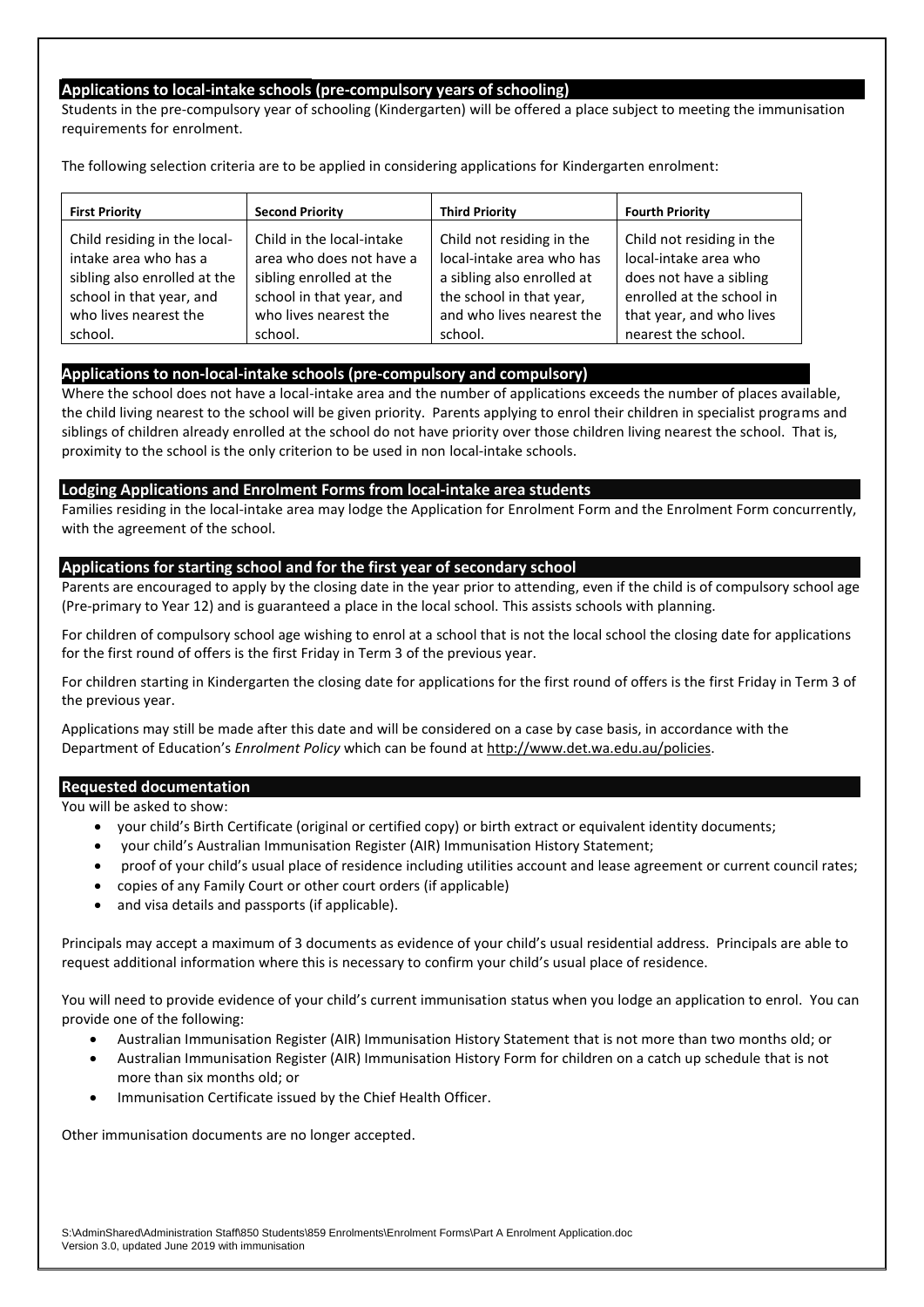## Applications to local-intake schools (pre-compulsory years of schooling)

Students in the pre-compulsory year of schooling (Kindergarten) will be offered a place subject to meeting the immunisation requirements for enrolment.

The following selection criteria are to be applied in considering applications for Kindergarten enrolment:

| First Priority | Second Priority | Third Priority | Fourth Priority |
|---|---|---|---|
| Child residing in the local-intake area who has a sibling also enrolled at the school in that year, and who lives nearest the school. | Child in the local-intake area who does not have a sibling enrolled at the school in that year, and who lives nearest the school. | Child not residing in the local-intake area who has a sibling also enrolled at the school in that year, and who lives nearest the school. | Child not residing in the local-intake area who does not have a sibling enrolled at the school in that year, and who lives nearest the school. |

## Applications to non-local-intake schools (pre-compulsory and compulsory)

Where the school does not have a local-intake area and the number of applications exceeds the number of places available, the child living nearest to the school will be given priority. Parents applying to enrol their children in specialist programs and siblings of children already enrolled at the school do not have priority over those children living nearest the school. That is, proximity to the school is the only criterion to be used in non local-intake schools.

## Lodging Applications and Enrolment Forms from local-intake area students

Families residing in the local-intake area may lodge the Application for Enrolment Form and the Enrolment Form concurrently, with the agreement of the school.

## Applications for starting school and for the first year of secondary school

Parents are encouraged to apply by the closing date in the year prior to attending, even if the child is of compulsory school age (Pre-primary to Year 12) and is guaranteed a place in the local school. This assists schools with planning.

For children of compulsory school age wishing to enrol at a school that is not the local school the closing date for applications for the first round of offers is the first Friday in Term 3 of the previous year.

For children starting in Kindergarten the closing date for applications for the first round of offers is the first Friday in Term 3 of the previous year.

Applications may still be made after this date and will be considered on a case by case basis, in accordance with the Department of Education's *Enrolment Policy* which can be found at http://www.det.wa.edu.au/policies.

## Requested documentation

You will be asked to show:

- your child's Birth Certificate (original or certified copy) or birth extract or equivalent identity documents;
- your child's Australian Immunisation Register (AIR) Immunisation History Statement;
- proof of your child's usual place of residence including utilities account and lease agreement or current council rates;
- copies of any Family Court or other court orders (if applicable)
- and visa details and passports (if applicable).

Principals may accept a maximum of 3 documents as evidence of your child's usual residential address. Principals are able to request additional information where this is necessary to confirm your child's usual place of residence.

You will need to provide evidence of your child's current immunisation status when you lodge an application to enrol. You can provide one of the following:

- Australian Immunisation Register (AIR) Immunisation History Statement that is not more than two months old; or
- Australian Immunisation Register (AIR) Immunisation History Form for children on a catch up schedule that is not more than six months old; or
- Immunisation Certificate issued by the Chief Health Officer.

Other immunisation documents are no longer accepted.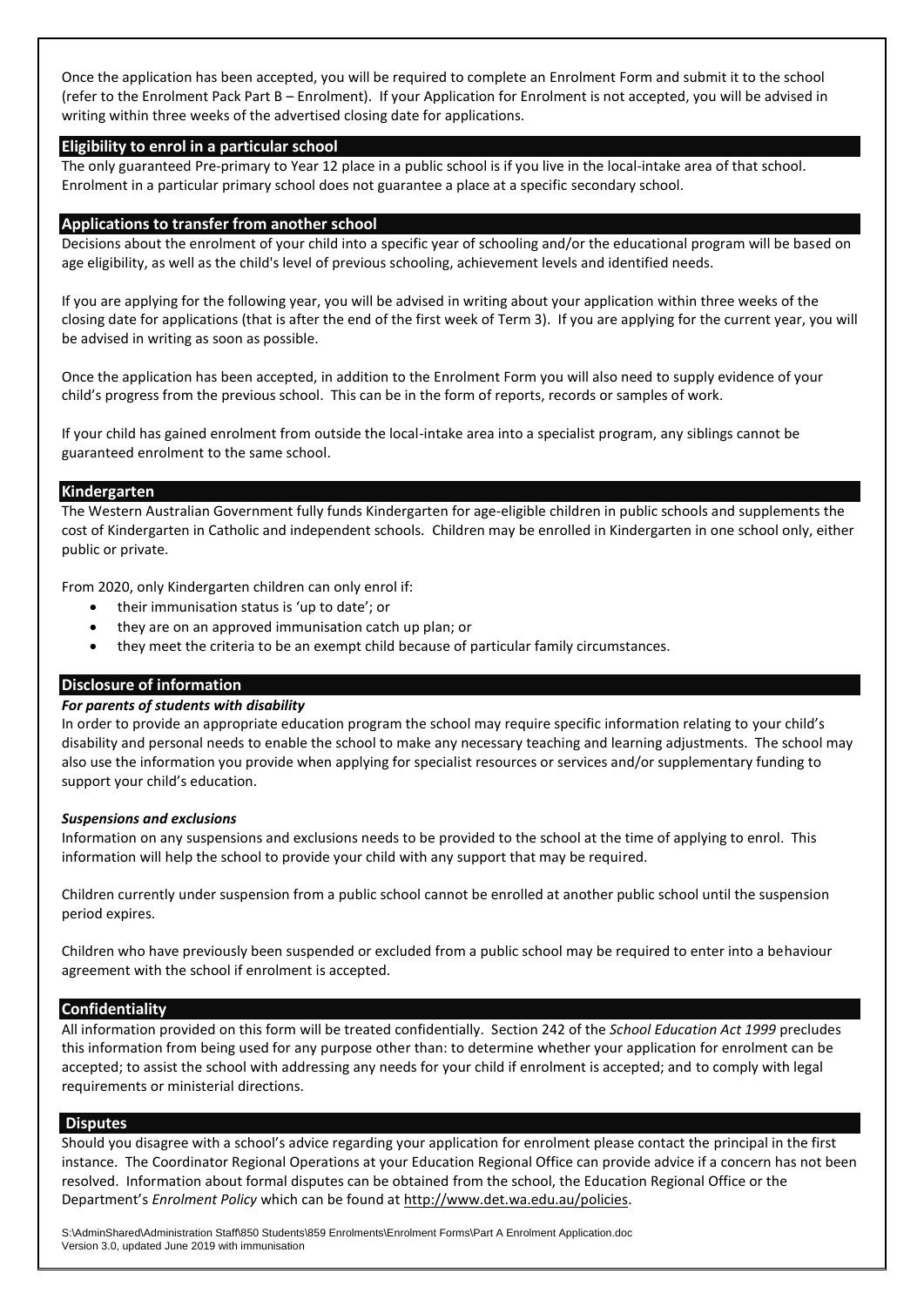Once the application has been accepted, you will be required to complete an Enrolment Form and submit it to the school (refer to the Enrolment Pack Part B – Enrolment). If your Application for Enrolment is not accepted, you will be advised in writing within three weeks of the advertised closing date for applications.

## Eligibility to enrol in a particular school

The only guaranteed Pre-primary to Year 12 place in a public school is if you live in the local-intake area of that school. Enrolment in a particular primary school does not guarantee a place at a specific secondary school.

## Applications to transfer from another school

Decisions about the enrolment of your child into a specific year of schooling and/or the educational program will be based on age eligibility, as well as the child's level of previous schooling, achievement levels and identified needs.

If you are applying for the following year, you will be advised in writing about your application within three weeks of the closing date for applications (that is after the end of the first week of Term 3). If you are applying for the current year, you will be advised in writing as soon as possible.

Once the application has been accepted, in addition to the Enrolment Form you will also need to supply evidence of your child's progress from the previous school. This can be in the form of reports, records or samples of work.

If your child has gained enrolment from outside the local-intake area into a specialist program, any siblings cannot be guaranteed enrolment to the same school.

## Kindergarten

The Western Australian Government fully funds Kindergarten for age-eligible children in public schools and supplements the cost of Kindergarten in Catholic and independent schools. Children may be enrolled in Kindergarten in one school only, either public or private.

From 2020, only Kindergarten children can only enrol if:

- their immunisation status is 'up to date'; or
- they are on an approved immunisation catch up plan; or
- they meet the criteria to be an exempt child because of particular family circumstances.

## Disclosure of information

***For parents of students with disability***

In order to provide an appropriate education program the school may require specific information relating to your child's disability and personal needs to enable the school to make any necessary teaching and learning adjustments. The school may also use the information you provide when applying for specialist resources or services and/or supplementary funding to support your child's education.

***Suspensions and exclusions***

Information on any suspensions and exclusions needs to be provided to the school at the time of applying to enrol. This information will help the school to provide your child with any support that may be required.

Children currently under suspension from a public school cannot be enrolled at another public school until the suspension period expires.

Children who have previously been suspended or excluded from a public school may be required to enter into a behaviour agreement with the school if enrolment is accepted.

## Confidentiality

All information provided on this form will be treated confidentially. Section 242 of the *School Education Act 1999* precludes this information from being used for any purpose other than: to determine whether your application for enrolment can be accepted; to assist the school with addressing any needs for your child if enrolment is accepted; and to comply with legal requirements or ministerial directions.

## Disputes

Should you disagree with a school's advice regarding your application for enrolment please contact the principal in the first instance. The Coordinator Regional Operations at your Education Regional Office can provide advice if a concern has not been resolved. Information about formal disputes can be obtained from the school, the Education Regional Office or the Department's *Enrolment Policy* which can be found at http://www.det.wa.edu.au/policies.

S:\AdminShared\Administration Staff\850 Students\859 Enrolments\Enrolment Forms\Part A Enrolment Application.doc
Version 3.0, updated June 2019 with immunisation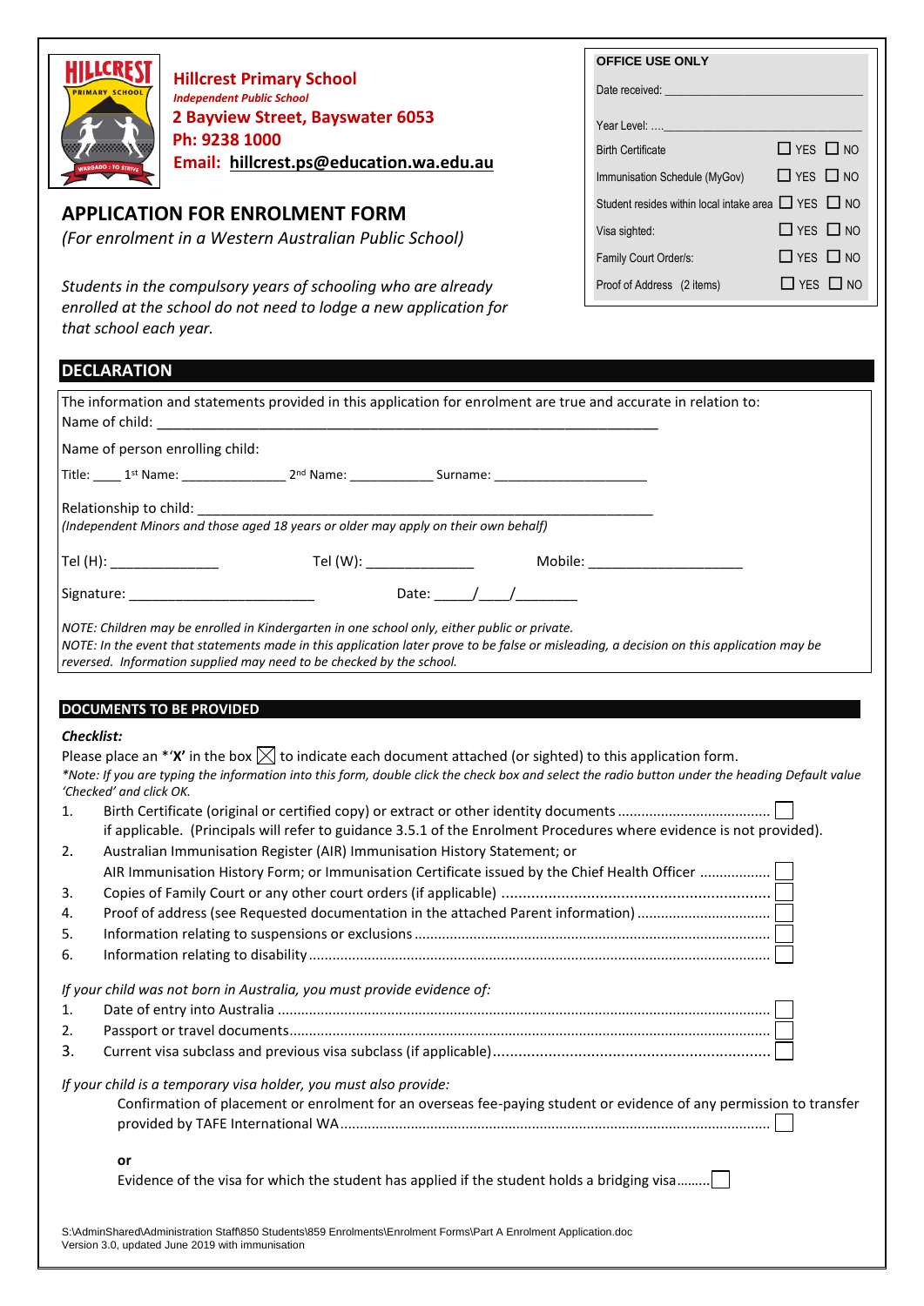**Hillcrest Primary School**
*Independent Public School*
**2 Bayview Street, Bayswater 6053**
**Ph: 9238 1000**
**Email: hillcrest.ps@education.wa.edu.au**

| OFFICE USE ONLY | |
|---|---|
| Date received: ______________________ | |
| Year Level: ....______________________ | |
| Birth Certificate | ☐ YES ☐ NO |
| Immunisation Schedule (MyGov) | ☐ YES ☐ NO |
| Student resides within local intake area | ☐ YES ☐ NO |
| Visa sighted: | ☐ YES ☐ NO |
| Family Court Order/s: | ☐ YES ☐ NO |
| Proof of Address (2 items) | ☐ YES ☐ NO |

## APPLICATION FOR ENROLMENT FORM

*(For enrolment in a Western Australian Public School)*

*Students in the compulsory years of schooling who are already enrolled at the school do not need to lodge a new application for that school each year.*

## DECLARATION

The information and statements provided in this application for enrolment are true and accurate in relation to:
Name of child: ____________________________________________________________

Name of person enrolling child:

Title: ____ 1st Name: ______________ 2nd Name: ___________ Surname: ____________________

Relationship to child: ______________________________________________________________
*(Independent Minors and those aged 18 years or older may apply on their own behalf)*

Tel (H): ______________ Tel (W): ______________ Mobile: ____________________

Signature: ________________________ Date: _____/____/________

*NOTE: Children may be enrolled in Kindergarten in one school only, either public or private.*
*NOTE: In the event that statements made in this application later prove to be false or misleading, a decision on this application may be reversed. Information supplied may need to be checked by the school.*

## DOCUMENTS TO BE PROVIDED

***Checklist:***

Please place an *'**X**' in the box ☒ to indicate each document attached (or sighted) to this application form.
*\*Note: If you are typing the information into this form, double click the check box and select the radio button under the heading Default value 'Checked' and click OK.*

1. Birth Certificate (original or certified copy) or extract or other identity documents ........................................ ☐
   if applicable. (Principals will refer to guidance 3.5.1 of the Enrolment Procedures where evidence is not provided).
2. Australian Immunisation Register (AIR) Immunisation History Statement; or
   AIR Immunisation History Form; or Immunisation Certificate issued by the Chief Health Officer ................. ☐
3. Copies of Family Court or any other court orders (if applicable) ............................................................... ☐
4. Proof of address (see Requested documentation in the attached Parent information) ................................. ☐
5. Information relating to suspensions or exclusions ........................................................................................ ☐
6. Information relating to disability ..................................................................................................................... ☐

*If your child was not born in Australia, you must provide evidence of:*

1. Date of entry into Australia ............................................................................................................................ ☐
2. Passport or travel documents ......................................................................................................................... ☐
3. Current visa subclass and previous visa subclass (if applicable) ................................................................. ☐

*If your child is a temporary visa holder, you must also provide:*

Confirmation of placement or enrolment for an overseas fee-paying student or evidence of any permission to transfer provided by TAFE International WA ............................................................................................................ ☐

**or**

Evidence of the visa for which the student has applied if the student holds a bridging visa......... ☐

S:\AdminShared\Administration Staff\850 Students\859 Enrolments\Enrolment Forms\Part A Enrolment Application.doc
Version 3.0, updated June 2019 with immunisation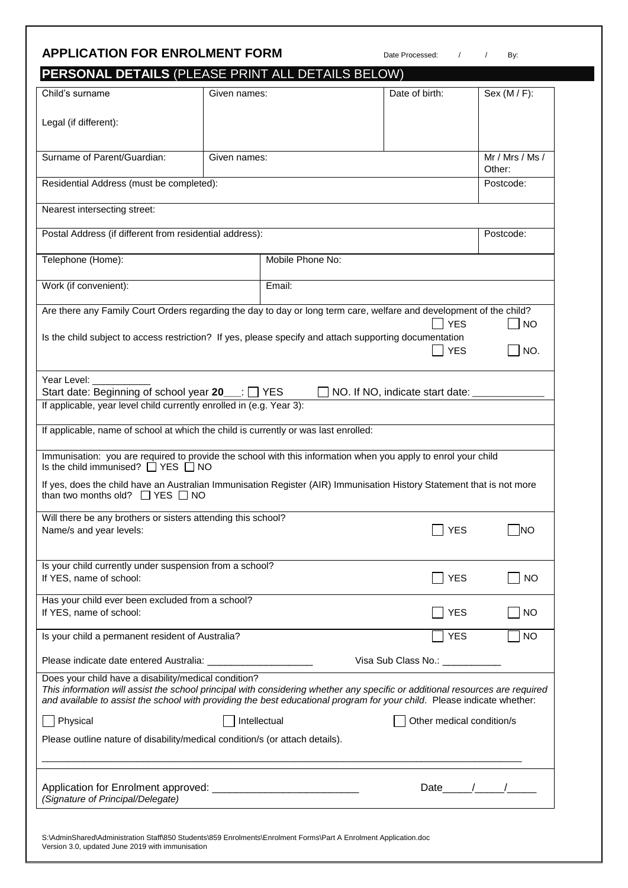## APPLICATION FOR ENROLMENT FORM

Date Processed: / / By:

## PERSONAL DETAILS (PLEASE PRINT ALL DETAILS BELOW)

| Child's surname<br><br>Legal (if different): | Given names: | Date of birth: | Sex (M / F): |
|---|---|---|---|
| Surname of Parent/Guardian: | Given names: | | Mr / Mrs / Ms / Other: |
| Residential Address (must be completed): | | | Postcode: |
| Nearest intersecting street: | | | |
| Postal Address (if different from residential address): | | | Postcode: |
| Telephone (Home): | Mobile Phone No: | | |
| Work (if convenient): | Email: | | |

Are there any Family Court Orders regarding the day to day or long term care, welfare and development of the child? ☐ YES ☐ NO

Is the child subject to access restriction? If yes, please specify and attach supporting documentation ☐ YES ☐ NO.

Year Level: ___________

Start date: Beginning of school year **20**___: ☐ YES ☐ NO. If NO, indicate start date: ____________

If applicable, year level child currently enrolled in (e.g. Year 3):

If applicable, name of school at which the child is currently or was last enrolled:

Immunisation: you are required to provide the school with this information when you apply to enrol your child
Is the child immunised? ☐ YES ☐ NO

If yes, does the child have an Australian Immunisation Register (AIR) Immunisation History Statement that is not more than two months old? ☐ YES ☐ NO

Will there be any brothers or sisters attending this school?
Name/s and year levels: ☐ YES ☐ NO

Is your child currently under suspension from a school?
If YES, name of school: ☐ YES ☐ NO

Has your child ever been excluded from a school?
If YES, name of school: ☐ YES ☐ NO

Is your child a permanent resident of Australia? ☐ YES ☐ NO

Please indicate date entered Australia: ___________________ Visa Sub Class No.: ___________

Does your child have a disability/medical condition?
*This information will assist the school principal with considering whether any specific or additional resources are required and available to assist the school with providing the best educational program for your child.* Please indicate whether:

☐ Physical ☐ Intellectual ☐ Other medical condition/s

Please outline nature of disability/medical condition/s (or attach details).

______________________________________________________________________________________

Application for Enrolment approved: _________________________ Date_____/_____/_____
*(Signature of Principal/Delegate)*

S:\AdminShared\Administration Staff\850 Students\859 Enrolments\Enrolment Forms\Part A Enrolment Application.doc
Version 3.0, updated June 2019 with immunisation